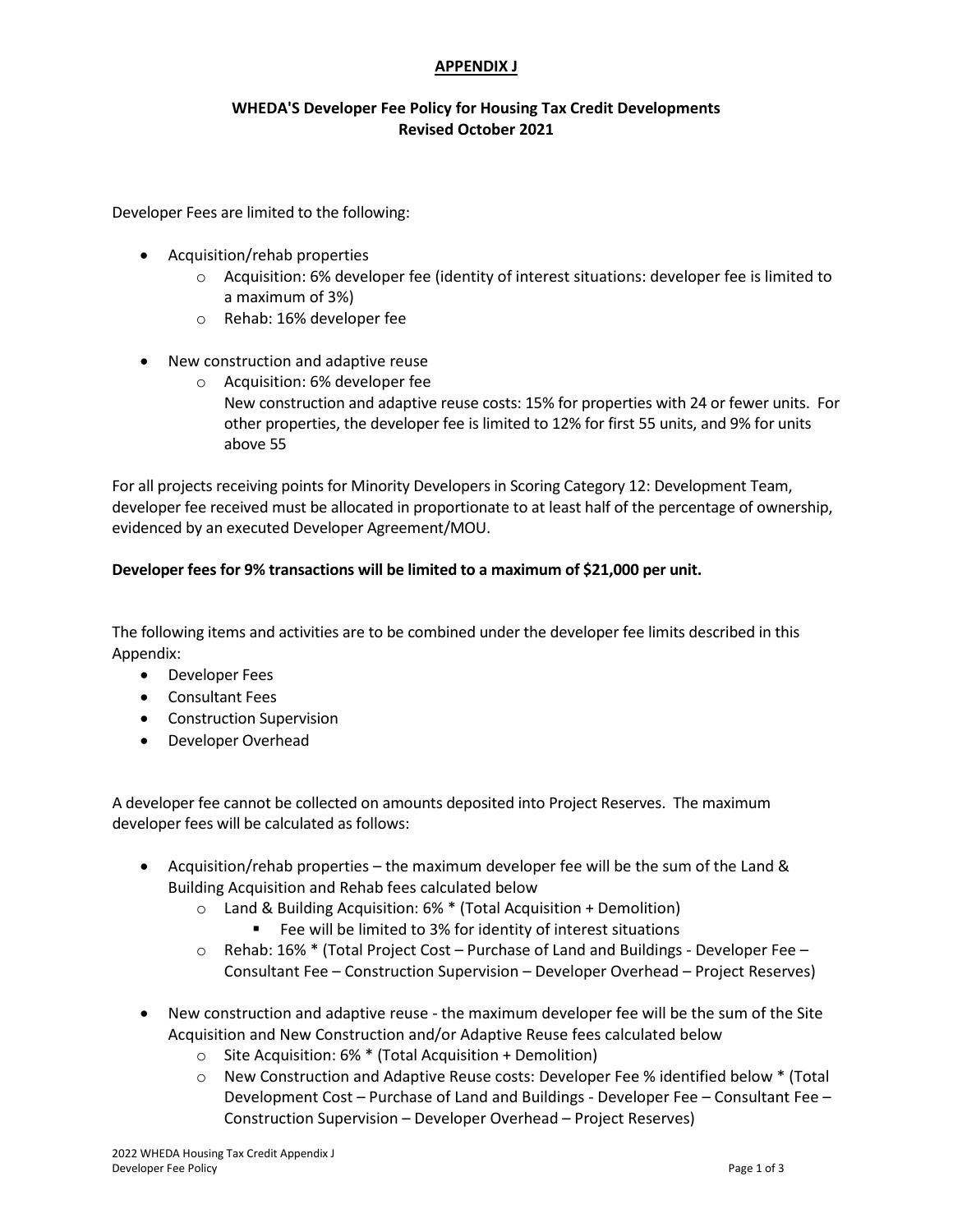**APPENDIX J**

**WHEDA'S Developer Fee Policy for Housing Tax Credit Developments**
**Revised October 2021**

Developer Fees are limited to the following:

- Acquisition/rehab properties
  - Acquisition: 6% developer fee (identity of interest situations: developer fee is limited to a maximum of 3%)
  - Rehab: 16% developer fee

- New construction and adaptive reuse
  - Acquisition: 6% developer fee
    New construction and adaptive reuse costs: 15% for properties with 24 or fewer units. For other properties, the developer fee is limited to 12% for first 55 units, and 9% for units above 55

For all projects receiving points for Minority Developers in Scoring Category 12: Development Team, developer fee received must be allocated in proportionate to at least half of the percentage of ownership, evidenced by an executed Developer Agreement/MOU.

**Developer fees for 9% transactions will be limited to a maximum of $21,000 per unit.**

The following items and activities are to be combined under the developer fee limits described in this Appendix:

- Developer Fees
- Consultant Fees
- Construction Supervision
- Developer Overhead

A developer fee cannot be collected on amounts deposited into Project Reserves. The maximum developer fees will be calculated as follows:

- Acquisition/rehab properties – the maximum developer fee will be the sum of the Land & Building Acquisition and Rehab fees calculated below
  - Land & Building Acquisition: 6% * (Total Acquisition + Demolition)
    - Fee will be limited to 3% for identity of interest situations
  - Rehab: 16% * (Total Project Cost – Purchase of Land and Buildings - Developer Fee – Consultant Fee – Construction Supervision – Developer Overhead – Project Reserves)

- New construction and adaptive reuse - the maximum developer fee will be the sum of the Site Acquisition and New Construction and/or Adaptive Reuse fees calculated below
  - Site Acquisition: 6% * (Total Acquisition + Demolition)
  - New Construction and Adaptive Reuse costs: Developer Fee % identified below * (Total Development Cost – Purchase of Land and Buildings - Developer Fee – Consultant Fee – Construction Supervision – Developer Overhead – Project Reserves)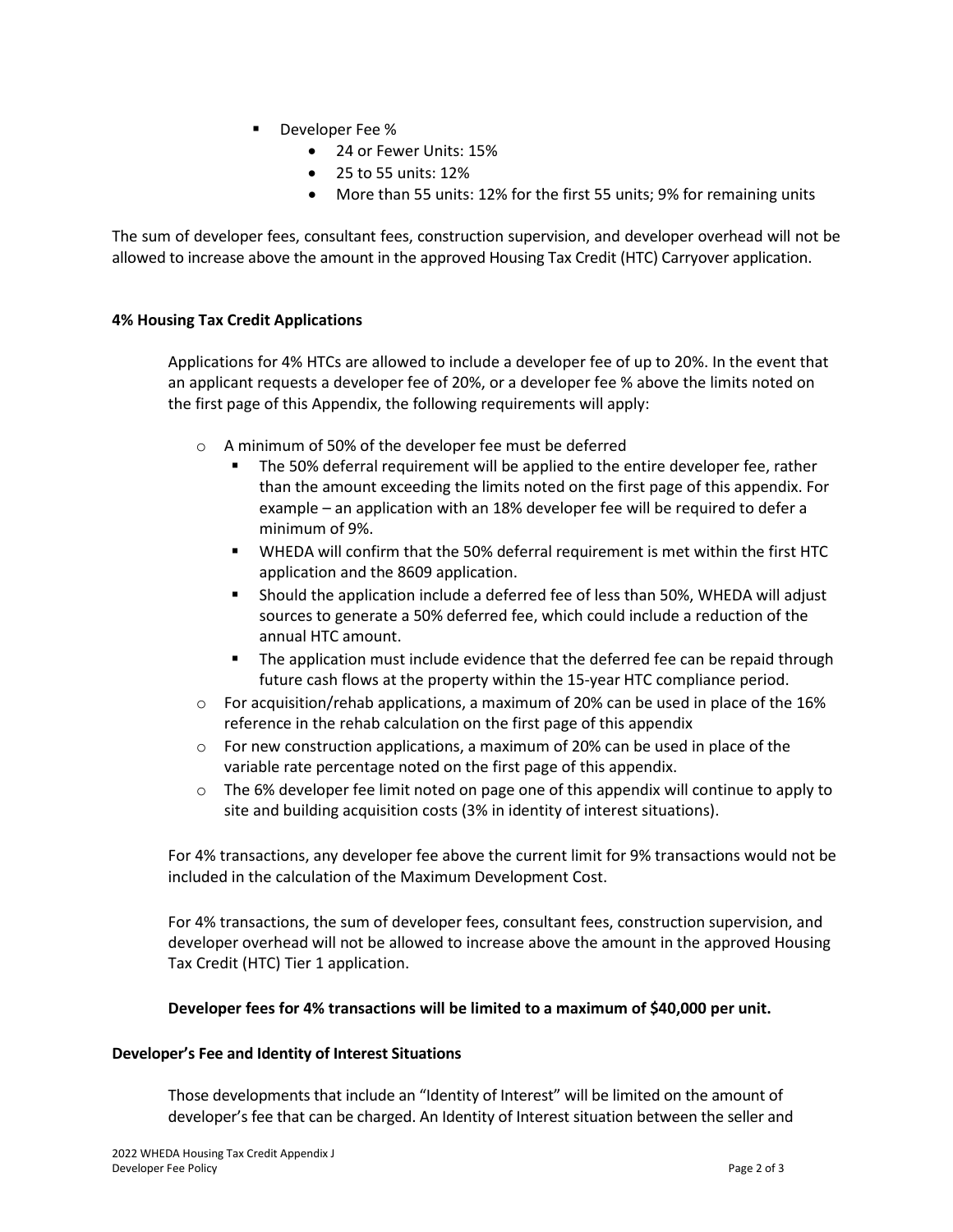- Developer Fee %
  - 24 or Fewer Units: 15%
  - 25 to 55 units: 12%
  - More than 55 units: 12% for the first 55 units; 9% for remaining units

The sum of developer fees, consultant fees, construction supervision, and developer overhead will not be allowed to increase above the amount in the approved Housing Tax Credit (HTC) Carryover application.

**4% Housing Tax Credit Applications**

Applications for 4% HTCs are allowed to include a developer fee of up to 20%. In the event that an applicant requests a developer fee of 20%, or a developer fee % above the limits noted on the first page of this Appendix, the following requirements will apply:

- A minimum of 50% of the developer fee must be deferred
  - The 50% deferral requirement will be applied to the entire developer fee, rather than the amount exceeding the limits noted on the first page of this appendix. For example – an application with an 18% developer fee will be required to defer a minimum of 9%.
  - WHEDA will confirm that the 50% deferral requirement is met within the first HTC application and the 8609 application.
  - Should the application include a deferred fee of less than 50%, WHEDA will adjust sources to generate a 50% deferred fee, which could include a reduction of the annual HTC amount.
  - The application must include evidence that the deferred fee can be repaid through future cash flows at the property within the 15-year HTC compliance period.
- For acquisition/rehab applications, a maximum of 20% can be used in place of the 16% reference in the rehab calculation on the first page of this appendix
- For new construction applications, a maximum of 20% can be used in place of the variable rate percentage noted on the first page of this appendix.
- The 6% developer fee limit noted on page one of this appendix will continue to apply to site and building acquisition costs (3% in identity of interest situations).

For 4% transactions, any developer fee above the current limit for 9% transactions would not be included in the calculation of the Maximum Development Cost.

For 4% transactions, the sum of developer fees, consultant fees, construction supervision, and developer overhead will not be allowed to increase above the amount in the approved Housing Tax Credit (HTC) Tier 1 application.

**Developer fees for 4% transactions will be limited to a maximum of $40,000 per unit.**

**Developer's Fee and Identity of Interest Situations**

Those developments that include an "Identity of Interest" will be limited on the amount of developer's fee that can be charged. An Identity of Interest situation between the seller and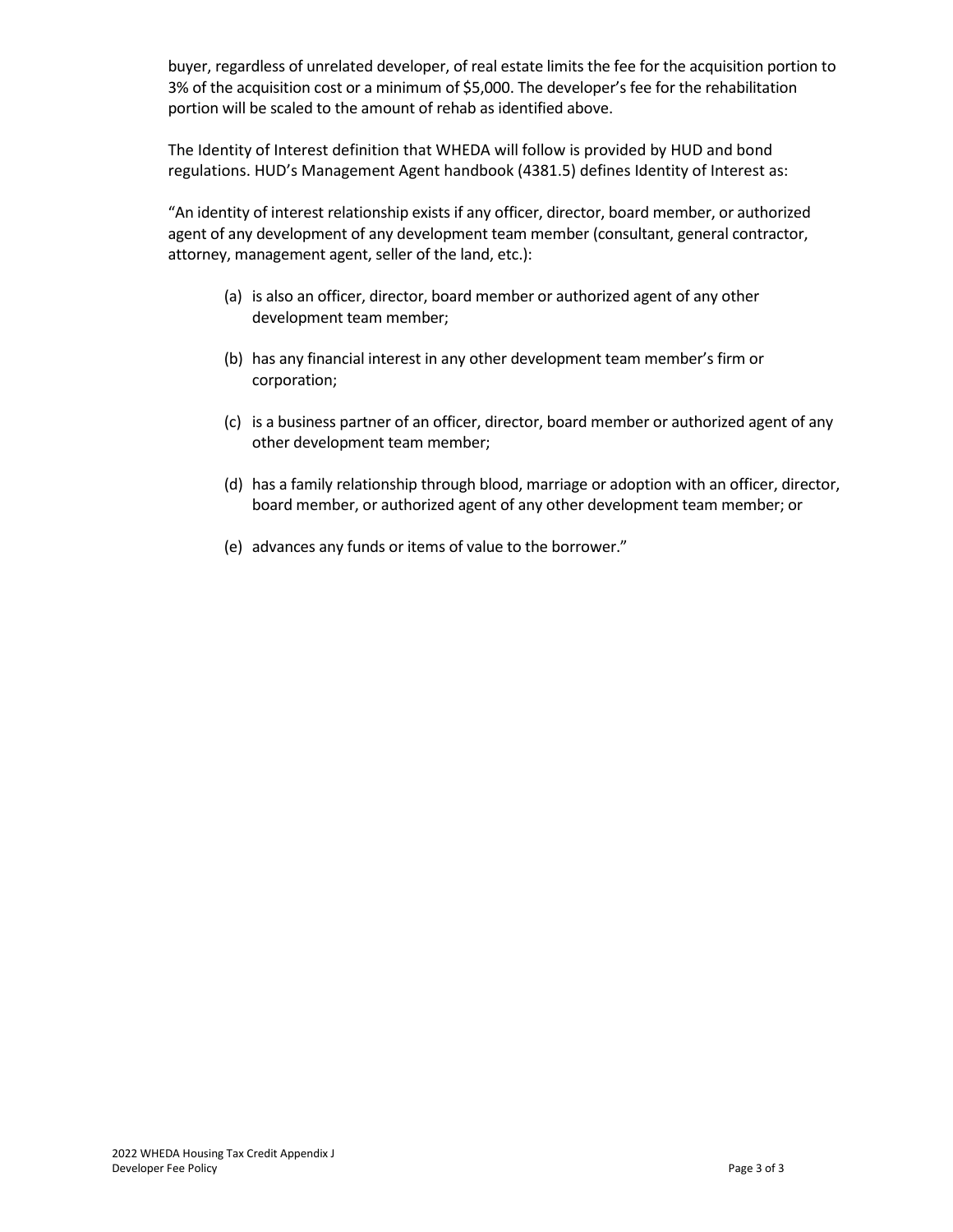buyer, regardless of unrelated developer, of real estate limits the fee for the acquisition portion to 3% of the acquisition cost or a minimum of $5,000. The developer's fee for the rehabilitation portion will be scaled to the amount of rehab as identified above.

The Identity of Interest definition that WHEDA will follow is provided by HUD and bond regulations. HUD's Management Agent handbook (4381.5) defines Identity of Interest as:

"An identity of interest relationship exists if any officer, director, board member, or authorized agent of any development of any development team member (consultant, general contractor, attorney, management agent, seller of the land, etc.):

(a) is also an officer, director, board member or authorized agent of any other development team member;

(b) has any financial interest in any other development team member's firm or corporation;

(c) is a business partner of an officer, director, board member or authorized agent of any other development team member;

(d) has a family relationship through blood, marriage or adoption with an officer, director, board member, or authorized agent of any other development team member; or

(e) advances any funds or items of value to the borrower."